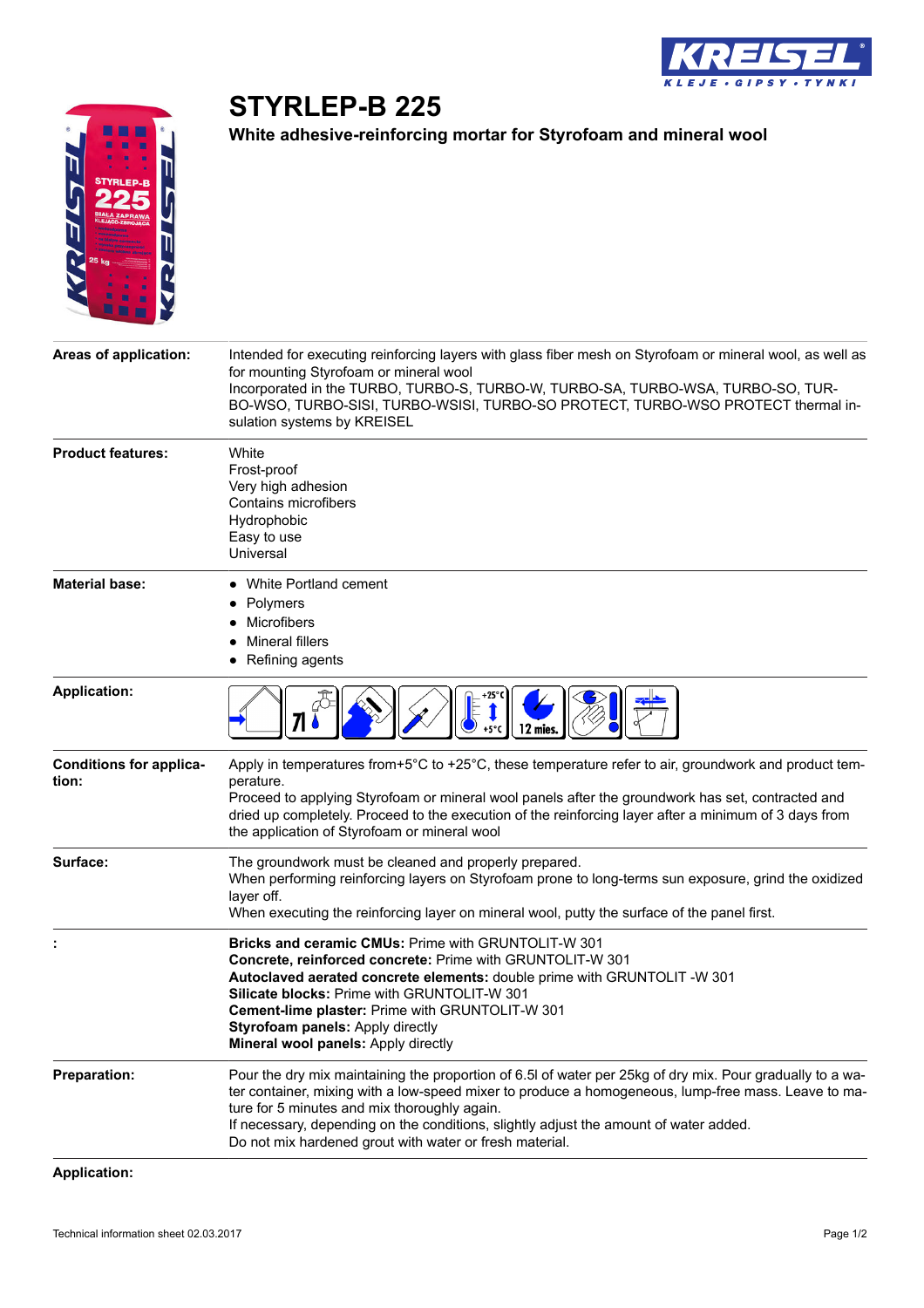# STYRLEP-B 225

## White adhesive-reinforcing mortar for Styrofoam and mineral wool

| | |
|---|---|
| **Areas of application:** | Intended for executing reinforcing layers with glass fiber mesh on Styrofoam or mineral wool, as well as for mounting Styrofoam or mineral wool<br>Incorporated in the TURBO, TURBO-S, TURBO-W, TURBO-SA, TURBO-WSA, TURBO-SO, TURBO-WSO, TURBO-SISI, TURBO-WSISI, TURBO-SO PROTECT, TURBO-WSO PROTECT thermal insulation systems by KREISEL |
| **Product features:** | White<br>Frost-proof<br>Very high adhesion<br>Contains microfibers<br>Hydrophobic<br>Easy to use<br>Universal |
| **Material base:** | • White Portland cement<br>• Polymers<br>• Microfibers<br>• Mineral fillers<br>• Refining agents |
| **Application:** | 7l, +25°C, +5°C, 12 mies. |
| **Conditions for application:** | Apply in temperatures from+5°C to +25°C, these temperature refer to air, groundwork and product temperature.<br>Proceed to applying Styrofoam or mineral wool panels after the groundwork has set, contracted and dried up completely. Proceed to the execution of the reinforcing layer after a minimum of 3 days from the application of Styrofoam or mineral wool |
| **Surface:** | The groundwork must be cleaned and properly prepared.<br>When performing reinforcing layers on Styrofoam prone to long-terms sun exposure, grind the oxidized layer off.<br>When executing the reinforcing layer on mineral wool, putty the surface of the panel first. |
| **:** | **Bricks and ceramic CMUs:** Prime with GRUNTOLIT-W 301<br>**Concrete, reinforced concrete:** Prime with GRUNTOLIT-W 301<br>**Autoclaved aerated concrete elements:** double prime with GRUNTOLIT -W 301<br>**Silicate blocks:** Prime with GRUNTOLIT-W 301<br>**Cement-lime plaster:** Prime with GRUNTOLIT-W 301<br>**Styrofoam panels:** Apply directly<br>**Mineral wool panels:** Apply directly |
| **Preparation:** | Pour the dry mix maintaining the proportion of 6.5l of water per 25kg of dry mix. Pour gradually to a water container, mixing with a low-speed mixer to produce a homogeneous, lump-free mass. Leave to mature for 5 minutes and mix thoroughly again.<br>If necessary, depending on the conditions, slightly adjust the amount of water added.<br>Do not mix hardened grout with water or fresh material. |

**Application:**

Technical information sheet 02.03.2017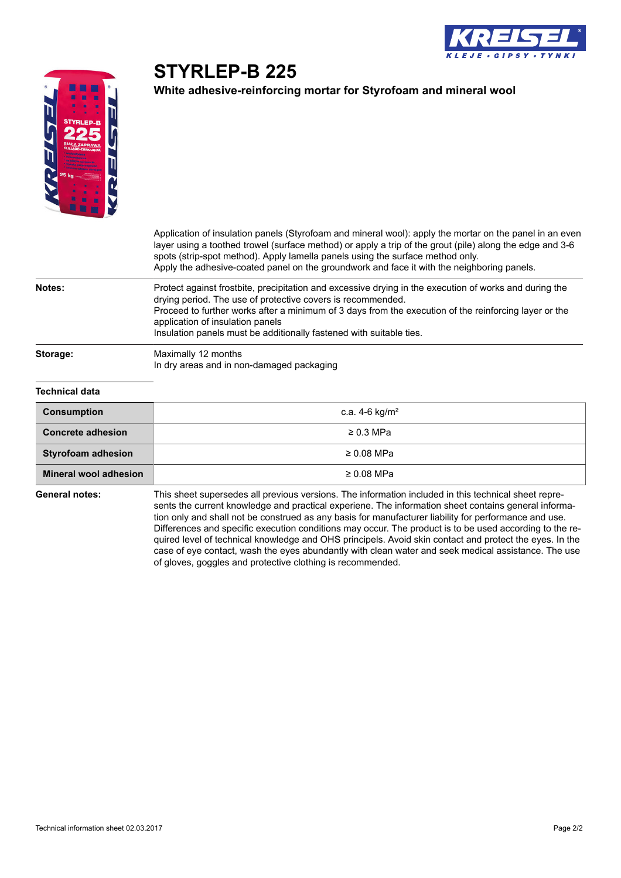# STYRLEP-B 225

**White adhesive-reinforcing mortar for Styrofoam and mineral wool**

Application of insulation panels (Styrofoam and mineral wool): apply the mortar on the panel in an even layer using a toothed trowel (surface method) or apply a trip of the grout (pile) along the edge and 3-6 spots (strip-spot method). Apply lamella panels using the surface method only.
Apply the adhesive-coated panel on the groundwork and face it with the neighboring panels.

**Notes:**

Protect against frostbite, precipitation and excessive drying in the execution of works and during the drying period. The use of protective covers is recommended.
Proceed to further works after a minimum of 3 days from the execution of the reinforcing layer or the application of insulation panels
Insulation panels must be additionally fastened with suitable ties.

**Storage:**

Maximally 12 months
In dry areas and in non-damaged packaging

**Technical data**

| | |
|---|---|
| **Consumption** | c.a. 4-6 kg/m² |
| **Concrete adhesion** | ≥ 0.3 MPa |
| **Styrofoam adhesion** | ≥ 0.08 MPa |
| **Mineral wool adhesion** | ≥ 0.08 MPa |

**General notes:**

This sheet supersedes all previous versions. The information included in this technical sheet represents the current knowledge and practical experiene. The information sheet contains general information only and shall not be construed as any basis for manufacturer liability for performance and use. Differences and specific execution conditions may occur. The product is to be used according to the required level of technical knowledge and OHS principels. Avoid skin contact and protect the eyes. In the case of eye contact, wash the eyes abundantly with clean water and seek medical assistance. The use of gloves, goggles and protective clothing is recommended.

Technical information sheet 02.03.2017